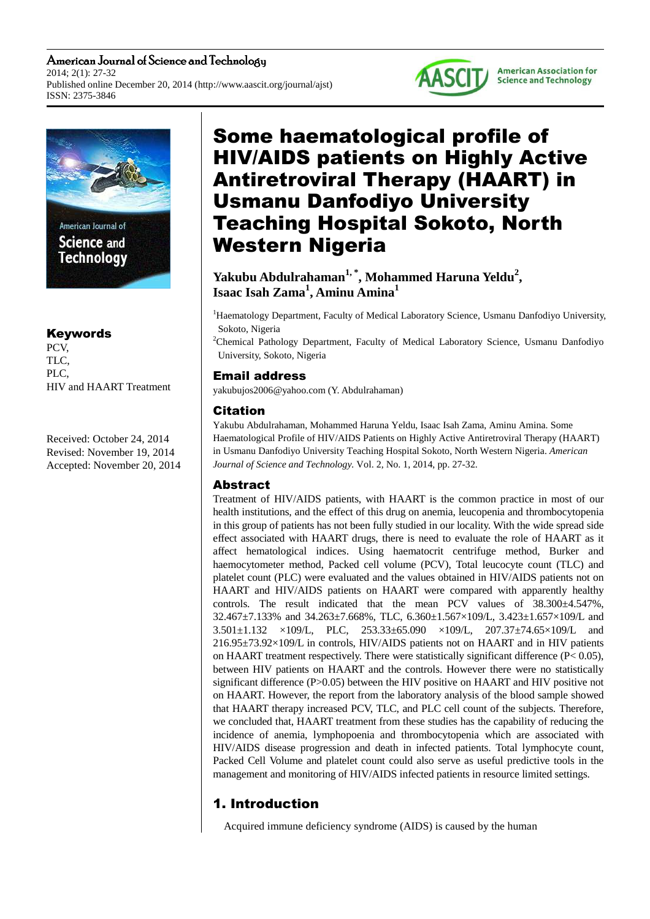American Journal of Science and Technology
2014; 2(1): 27-32
Published online December 20, 2014 (http://www.aascit.org/journal/ajst)
ISSN: 2375-3846

# Some haematological profile of HIV/AIDS patients on Highly Active Antiretroviral Therapy (HAART) in Usmanu Danfodiyo University Teaching Hospital Sokoto, North Western Nigeria

**Yakubu Abdulrahaman[1, *], Mohammed Haruna Yeldu[2], Isaac Isah Zama[1], Aminu Amina[1]**

[1]Haematology Department, Faculty of Medical Laboratory Science, Usmanu Danfodiyo University, Sokoto, Nigeria

[2]Chemical Pathology Department, Faculty of Medical Laboratory Science, Usmanu Danfodiyo University, Sokoto, Nigeria

## Email address

yakubujos2006@yahoo.com (Y. Abdulrahaman)

## Citation

Yakubu Abdulrahaman, Mohammed Haruna Yeldu, Isaac Isah Zama, Aminu Amina. Some Haematological Profile of HIV/AIDS Patients on Highly Active Antiretroviral Therapy (HAART) in Usmanu Danfodiyo University Teaching Hospital Sokoto, North Western Nigeria. *American Journal of Science and Technology.* Vol. 2, No. 1, 2014, pp. 27-32.

## Keywords

PCV,
TLC,
PLC,
HIV and HAART Treatment

Received: October 24, 2014
Revised: November 19, 2014
Accepted: November 20, 2014

## Abstract

Treatment of HIV/AIDS patients, with HAART is the common practice in most of our health institutions, and the effect of this drug on anemia, leucopenia and thrombocytopenia in this group of patients has not been fully studied in our locality. With the wide spread side effect associated with HAART drugs, there is need to evaluate the role of HAART as it affect hematological indices. Using haematocrit centrifuge method, Burker and haemocytometer method, Packed cell volume (PCV), Total leucocyte count (TLC) and platelet count (PLC) were evaluated and the values obtained in HIV/AIDS patients not on HAART and HIV/AIDS patients on HAART were compared with apparently healthy controls. The result indicated that the mean PCV values of 38.300±4.547%, 32.467±7.133% and 34.263±7.668%, TLC, 6.360±1.567×109/L, 3.423±1.657×109/L and 3.501±1.132 ×109/L, PLC, 253.33±65.090 ×109/L, 207.37±74.65×109/L and 216.95±73.92×109/L in controls, HIV/AIDS patients not on HAART and in HIV patients on HAART treatment respectively. There were statistically significant difference ($P< 0.05$), between HIV patients on HAART and the controls. However there were no statistically significant difference ($P>0.05$) between the HIV positive on HAART and HIV positive not on HAART. However, the report from the laboratory analysis of the blood sample showed that HAART therapy increased PCV, TLC, and PLC cell count of the subjects. Therefore, we concluded that, HAART treatment from these studies has the capability of reducing the incidence of anemia, lymphopoenia and thrombocytopenia which are associated with HIV/AIDS disease progression and death in infected patients. Total lymphocyte count, Packed Cell Volume and platelet count could also serve as useful predictive tools in the management and monitoring of HIV/AIDS infected patients in resource limited settings.

## 1. Introduction

Acquired immune deficiency syndrome (AIDS) is caused by the human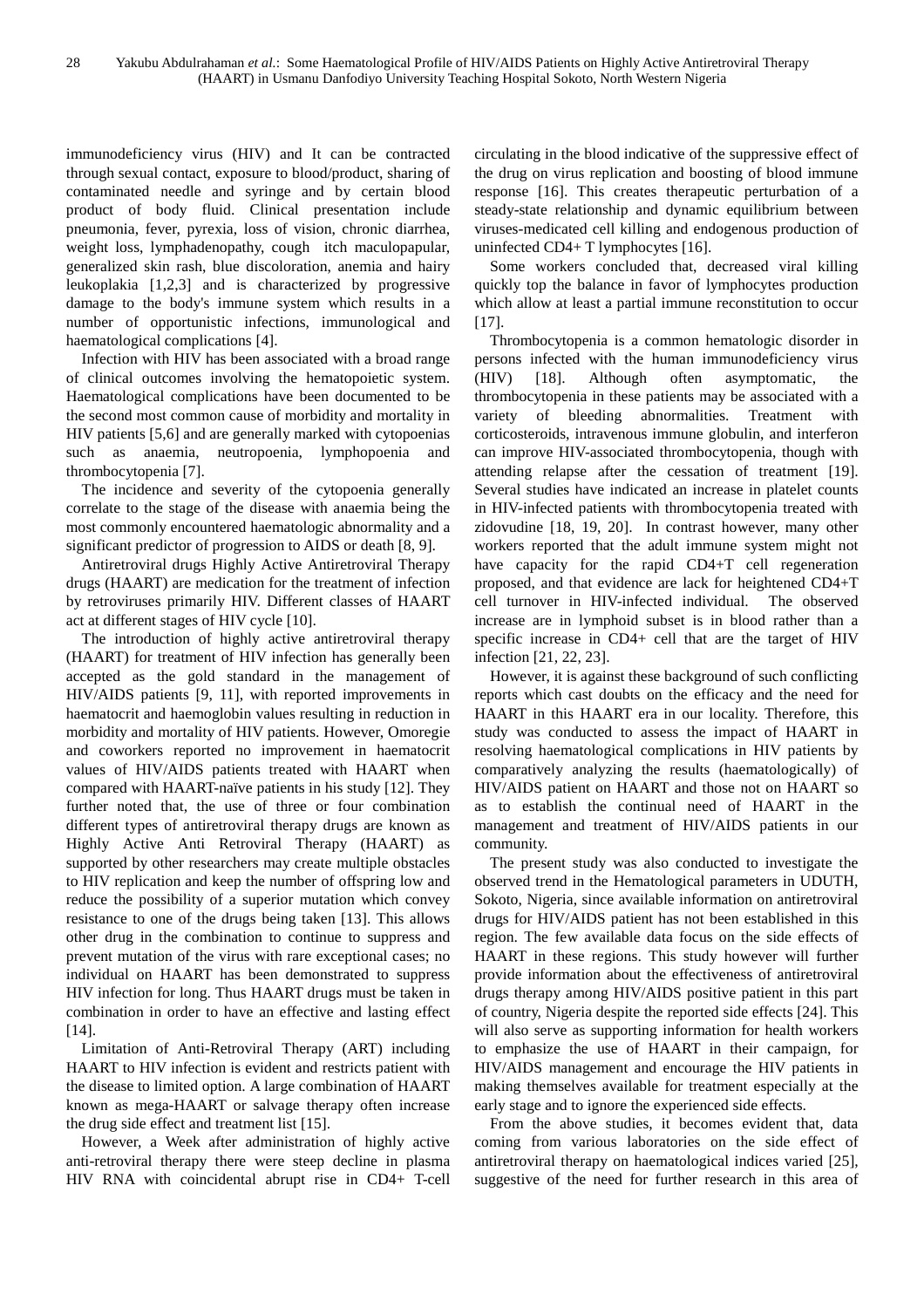immunodeficiency virus (HIV) and It can be contracted through sexual contact, exposure to blood/product, sharing of contaminated needle and syringe and by certain blood product of body fluid. Clinical presentation include pneumonia, fever, pyrexia, loss of vision, chronic diarrhea, weight loss, lymphadenopathy, cough itch maculopapular, generalized skin rash, blue discoloration, anemia and hairy leukoplakia [1,2,3] and is characterized by progressive damage to the body's immune system which results in a number of opportunistic infections, immunological and haematological complications [4].

Infection with HIV has been associated with a broad range of clinical outcomes involving the hematopoietic system. Haematological complications have been documented to be the second most common cause of morbidity and mortality in HIV patients [5,6] and are generally marked with cytopoenias such as anaemia, neutropoenia, lymphopoenia and thrombocytopenia [7].

The incidence and severity of the cytopoenia generally correlate to the stage of the disease with anaemia being the most commonly encountered haematologic abnormality and a significant predictor of progression to AIDS or death [8, 9].

Antiretroviral drugs Highly Active Antiretroviral Therapy drugs (HAART) are medication for the treatment of infection by retroviruses primarily HIV. Different classes of HAART act at different stages of HIV cycle [10].

The introduction of highly active antiretroviral therapy (HAART) for treatment of HIV infection has generally been accepted as the gold standard in the management of HIV/AIDS patients [9, 11], with reported improvements in haematocrit and haemoglobin values resulting in reduction in morbidity and mortality of HIV patients. However, Omoregie and coworkers reported no improvement in haematocrit values of HIV/AIDS patients treated with HAART when compared with HAART-naïve patients in his study [12]. They further noted that, the use of three or four combination different types of antiretroviral therapy drugs are known as Highly Active Anti Retroviral Therapy (HAART) as supported by other researchers may create multiple obstacles to HIV replication and keep the number of offspring low and reduce the possibility of a superior mutation which convey resistance to one of the drugs being taken [13]. This allows other drug in the combination to continue to suppress and prevent mutation of the virus with rare exceptional cases; no individual on HAART has been demonstrated to suppress HIV infection for long. Thus HAART drugs must be taken in combination in order to have an effective and lasting effect [14].

Limitation of Anti-Retroviral Therapy (ART) including HAART to HIV infection is evident and restricts patient with the disease to limited option. A large combination of HAART known as mega-HAART or salvage therapy often increase the drug side effect and treatment list [15].

However, a Week after administration of highly active anti-retroviral therapy there were steep decline in plasma HIV RNA with coincidental abrupt rise in CD4+ T-cell circulating in the blood indicative of the suppressive effect of the drug on virus replication and boosting of blood immune response [16]. This creates therapeutic perturbation of a steady-state relationship and dynamic equilibrium between viruses-medicated cell killing and endogenous production of uninfected CD4+ T lymphocytes [16].

Some workers concluded that, decreased viral killing quickly top the balance in favor of lymphocytes production which allow at least a partial immune reconstitution to occur [17].

Thrombocytopenia is a common hematologic disorder in persons infected with the human immunodeficiency virus (HIV) [18]. Although often asymptomatic, the thrombocytopenia in these patients may be associated with a variety of bleeding abnormalities. Treatment with corticosteroids, intravenous immune globulin, and interferon can improve HIV-associated thrombocytopenia, though with attending relapse after the cessation of treatment [19]. Several studies have indicated an increase in platelet counts in HIV-infected patients with thrombocytopenia treated with zidovudine [18, 19, 20]. In contrast however, many other workers reported that the adult immune system might not have capacity for the rapid CD4+T cell regeneration proposed, and that evidence are lack for heightened CD4+T cell turnover in HIV-infected individual. The observed increase are in lymphoid subset is in blood rather than a specific increase in CD4+ cell that are the target of HIV infection [21, 22, 23].

However, it is against these background of such conflicting reports which cast doubts on the efficacy and the need for HAART in this HAART era in our locality. Therefore, this study was conducted to assess the impact of HAART in resolving haematological complications in HIV patients by comparatively analyzing the results (haematologically) of HIV/AIDS patient on HAART and those not on HAART so as to establish the continual need of HAART in the management and treatment of HIV/AIDS patients in our community.

The present study was also conducted to investigate the observed trend in the Hematological parameters in UDUTH, Sokoto, Nigeria, since available information on antiretroviral drugs for HIV/AIDS patient has not been established in this region. The few available data focus on the side effects of HAART in these regions. This study however will further provide information about the effectiveness of antiretroviral drugs therapy among HIV/AIDS positive patient in this part of country, Nigeria despite the reported side effects [24]. This will also serve as supporting information for health workers to emphasize the use of HAART in their campaign, for HIV/AIDS management and encourage the HIV patients in making themselves available for treatment especially at the early stage and to ignore the experienced side effects.

From the above studies, it becomes evident that, data coming from various laboratories on the side effect of antiretroviral therapy on haematological indices varied [25], suggestive of the need for further research in this area of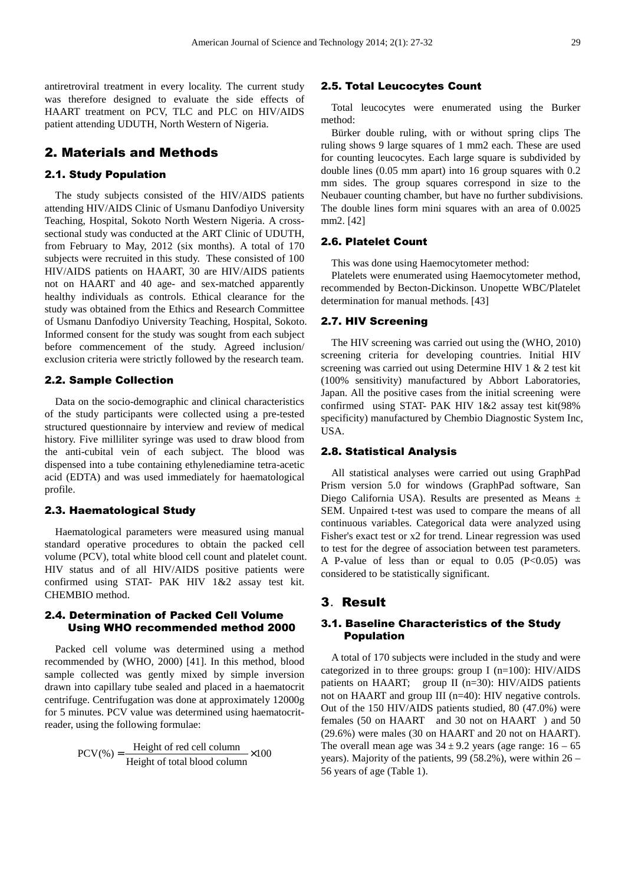antiretroviral treatment in every locality. The current study was therefore designed to evaluate the side effects of HAART treatment on PCV, TLC and PLC on HIV/AIDS patient attending UDUTH, North Western of Nigeria.

## 2. Materials and Methods

### 2.1. Study Population

The study subjects consisted of the HIV/AIDS patients attending HIV/AIDS Clinic of Usmanu Danfodiyo University Teaching, Hospital, Sokoto North Western Nigeria. A cross-sectional study was conducted at the ART Clinic of UDUTH, from February to May, 2012 (six months). A total of 170 subjects were recruited in this study. These consisted of 100 HIV/AIDS patients on HAART, 30 are HIV/AIDS patients not on HAART and 40 age- and sex-matched apparently healthy individuals as controls. Ethical clearance for the study was obtained from the Ethics and Research Committee of Usmanu Danfodiyo University Teaching, Hospital, Sokoto. Informed consent for the study was sought from each subject before commencement of the study. Agreed inclusion/ exclusion criteria were strictly followed by the research team.

### 2.2. Sample Collection

Data on the socio-demographic and clinical characteristics of the study participants were collected using a pre-tested structured questionnaire by interview and review of medical history. Five milliliter syringe was used to draw blood from the anti-cubital vein of each subject. The blood was dispensed into a tube containing ethylenediamine tetra-acetic acid (EDTA) and was used immediately for haematological profile.

### 2.3. Haematological Study

Haematological parameters were measured using manual standard operative procedures to obtain the packed cell volume (PCV), total white blood cell count and platelet count. HIV status and of all HIV/AIDS positive patients were confirmed using STAT- PAK HIV 1&2 assay test kit. CHEMBIO method.

### 2.4. Determination of Packed Cell Volume Using WHO recommended method 2000

Packed cell volume was determined using a method recommended by (WHO, 2000) [41]. In this method, blood sample collected was gently mixed by simple inversion drawn into capillary tube sealed and placed in a haematocrit centrifuge. Centrifugation was done at approximately 12000g for 5 minutes. PCV value was determined using haematocrit-reader, using the following formulae:

$$\text{PCV}(\%) = \frac{\text{Height of red cell column}}{\text{Height of total blood column}} \times 100$$

### 2.5. Total Leucocytes Count

Total leucocytes were enumerated using the Burker method:

Bürker double ruling, with or without spring clips The ruling shows 9 large squares of 1 mm2 each. These are used for counting leucocytes. Each large square is subdivided by double lines (0.05 mm apart) into 16 group squares with 0.2 mm sides. The group squares correspond in size to the Neubauer counting chamber, but have no further subdivisions. The double lines form mini squares with an area of 0.0025 mm2. [42]

### 2.6. Platelet Count

This was done using Haemocytometer method:

Platelets were enumerated using Haemocytometer method, recommended by Becton-Dickinson. Unopette WBC/Platelet determination for manual methods. [43]

### 2.7. HIV Screening

The HIV screening was carried out using the (WHO, 2010) screening criteria for developing countries. Initial HIV screening was carried out using Determine HIV 1 & 2 test kit (100% sensitivity) manufactured by Abbort Laboratories, Japan. All the positive cases from the initial screening were confirmed using STAT- PAK HIV 1&2 assay test kit(98% specificity) manufactured by Chembio Diagnostic System Inc, USA.

### 2.8. Statistical Analysis

All statistical analyses were carried out using GraphPad Prism version 5.0 for windows (GraphPad software, San Diego California USA). Results are presented as Means ± SEM. Unpaired t-test was used to compare the means of all continuous variables. Categorical data were analyzed using Fisher's exact test or x2 for trend. Linear regression was used to test for the degree of association between test parameters. A P-value of less than or equal to 0.05 ($P<0.05$) was considered to be statistically significant.

## 3. Result

### 3.1. Baseline Characteristics of the Study Population

A total of 170 subjects were included in the study and were categorized in to three groups: group I (n=100): HIV/AIDS patients on HAART; group II (n=30): HIV/AIDS patients not on HAART and group III (n=40): HIV negative controls. Out of the 150 HIV/AIDS patients studied, 80 (47.0%) were females (50 on HAART and 30 not on HAART ) and 50 (29.6%) were males (30 on HAART and 20 not on HAART). The overall mean age was $34 \pm 9.2$ years (age range: 16 – 65 years). Majority of the patients, 99 (58.2%), were within 26 – 56 years of age (Table 1).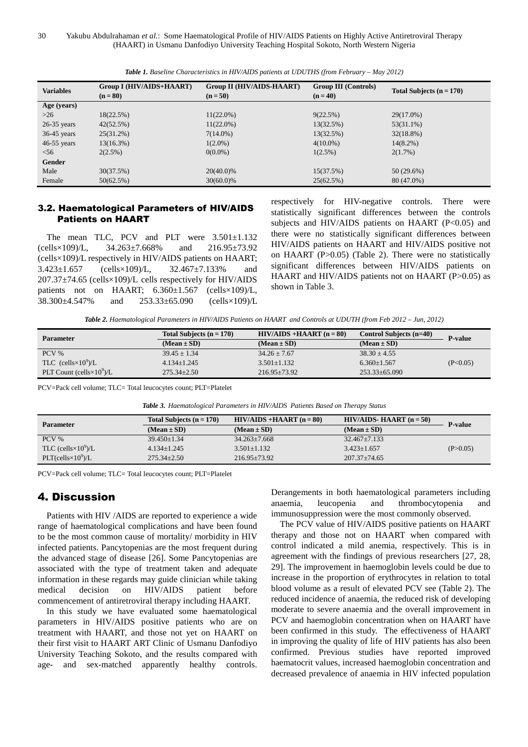*Table 1. Baseline Characteristics in HIV/AIDS patients at UDUTHS (from February – May 2012)*

| Variables | Group I (HIV/AIDS+HAART) (n = 80) | Group II (HIV/AIDS-HAART) (n = 50) | Group III (Controls) (n = 40) | Total Subjects (n = 170) |
|---|---|---|---|---|
| **Age (years)** | | | | |
| >26 | 18(22.5%) | 11(22.0%) | 9(22.5%) | 29(17.0%) |
| 26-35 years | 42(52.5%) | 11(22.0%) | 13(32.5%) | 53(31.1%) |
| 36-45 years | 25(31.2%) | 7(14.0%) | 13(32.5%) | 32(18.8%) |
| 46-55 years | 13(16.3%) | 1(2.0%) | 4(10.0%) | 14(8.2%) |
| <56 | 2(2.5%) | 0(0.0%) | 1(2.5%) | 2(1.7%) |
| **Gender** | | | | |
| Male | 30(37.5%) | 20(40.0)% | 15(37.5%) | 50 (29.6%) |
| Female | 50(62.5%) | 30(60.0)% | 25(62.5%) | 80 (47.0%) |

### 3.2. Haematological Parameters of HIV/AIDS Patients on HAART

The mean TLC, PCV and PLT were 3.501±1.132 (cells×109)/L, 34.263±7.668% and 216.95±73.92 (cells×109)/L respectively in HIV/AIDS patients on HAART; 3.423±1.657 (cells×109)/L, 32.467±7.133% and 207.37±74.65 (cells×109)/L cells respectively for HIV/AIDS patients not on HAART; 6.360±1.567 (cells×109)/L, 38.300±4.547% and 253.33±65.090 (cells×109)/L respectively for HIV-negative controls. There were statistically significant differences between the controls subjects and HIV/AIDS patients on HAART (P<0.05) and there were no statistically significant differences between HIV/AIDS patients on HAART and HIV/AIDS positive not on HAART (P>0.05) (Table 2). There were no statistically significant differences between HIV/AIDS patients on HAART and HIV/AIDS patients not on HAART (P>0.05) as shown in Table 3.

*Table 2. Haematological Parameters in HIV/AIDS Patients on HAART and Controls at UDUTH (from Feb 2012 – Jun, 2012)*

| Parameter | Total Subjects (n = 170) | HIV/AIDS +HAART (n = 80) | Control Subjects (n=40) | P-value |
|---|---|---|---|---|
| | (Mean ± SD) | (Mean ± SD) | (Mean ± SD) | |
| PCV % | 39.45 ± 1.34 | 34.26 ± 7.67 | 38.30 ± 4.55 | |
| TLC (cells×$10^9$)/L | 4.134±1.245 | 3.501±1.132 | 6.360±1.567 | (P<0.05) |
| PLT Count (cells×$10^9$)/L | 275.34±2.50 | 216.95±73.92 | 253.33±65.090 | |

PCV=Pack cell volume; TLC= Total leucocytes count; PLT=Platelet

*Table 3. Haematological Parameters in HIV/AIDS Patients Based on Therapy Status*

| Parameter | Total Subjects (n = 170) | HIV/AIDS +HAART (n = 80) | HIV/AIDS- HAART (n = 50) | P-value |
|---|---|---|---|---|
| | (Mean ± SD) | (Mean ± SD) | (Mean ± SD) | |
| PCV % | 39.450±1.34 | 34.263±7.668 | 32.467±7.133 | |
| TLC (cells×$10^9$)/L | 4.134±1.245 | 3.501±1.132 | 3.423±1.657 | (P>0.05) |
| PLT(cells×$10^9$)/L | 275.34±2.50 | 216.95±73.92 | 207.37±74.65 | |

PCV=Pack cell volume; TLC= Total leucocytes count; PLT=Platelet

## 4. Discussion

Patients with HIV /AIDS are reported to experience a wide range of haematological complications and have been found to be the most common cause of mortality/ morbidity in HIV infected patients. Pancytopenias are the most frequent during the advanced stage of disease [26]. Some Pancytopenias are associated with the type of treatment taken and adequate information in these regards may guide clinician while taking medical decision on HIV/AIDS patient before commencement of antiretroviral therapy including HAART.

In this study we have evaluated some haematological parameters in HIV/AIDS positive patients who are on treatment with HAART, and those not yet on HAART on their first visit to HAART ART Clinic of Usmanu Danfodiyo University Teaching Sokoto, and the results compared with age- and sex-matched apparently healthy controls. Derangements in both haematological parameters including anaemia, leucopenia and thrombocytopenia and immunosuppression were the most commonly observed.

The PCV value of HIV/AIDS positive patients on HAART therapy and those not on HAART when compared with control indicated a mild anemia, respectively. This is in agreement with the findings of previous researchers [27, 28, 29]. The improvement in haemoglobin levels could be due to increase in the proportion of erythrocytes in relation to total blood volume as a result of elevated PCV see (Table 2). The reduced incidence of anaemia, the reduced risk of developing moderate to severe anaemia and the overall improvement in PCV and haemoglobin concentration when on HAART have been confirmed in this study. The effectiveness of HAART in improving the quality of life of HIV patients has also been confirmed. Previous studies have reported improved haematocrit values, increased haemoglobin concentration and decreased prevalence of anaemia in HIV infected population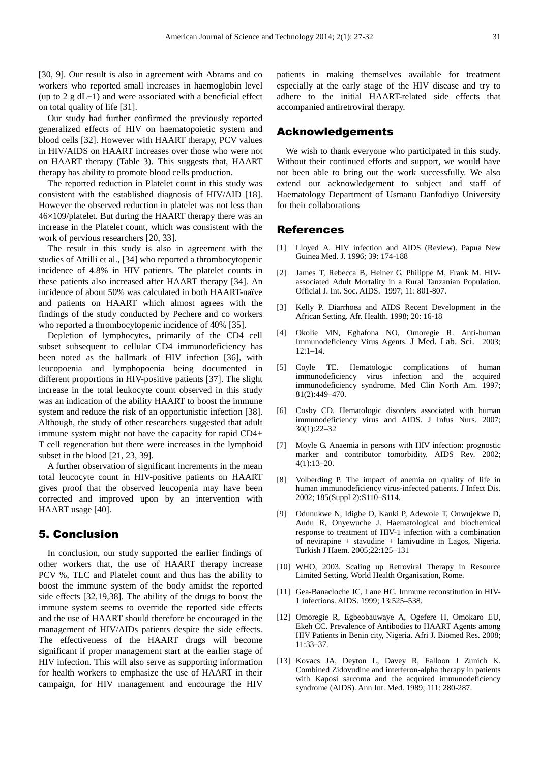[30, 9]. Our result is also in agreement with Abrams and co workers who reported small increases in haemoglobin level (up to 2 g dL−1) and were associated with a beneficial effect on total quality of life [31].

Our study had further confirmed the previously reported generalized effects of HIV on haematopoietic system and blood cells [32]. However with HAART therapy, PCV values in HIV/AIDS on HAART increases over those who were not on HAART therapy (Table 3). This suggests that, HAART therapy has ability to promote blood cells production.

The reported reduction in Platelet count in this study was consistent with the established diagnosis of HIV/AID [18]. However the observed reduction in platelet was not less than 46×109/platelet. But during the HAART therapy there was an increase in the Platelet count, which was consistent with the work of pervious researchers [20, 33].

The result in this study is also in agreement with the studies of Attilli et al., [34] who reported a thrombocytopenic incidence of 4.8% in HIV patients. The platelet counts in these patients also increased after HAART therapy [34]. An incidence of about 50% was calculated in both HAART-naïve and patients on HAART which almost agrees with the findings of the study conducted by Pechere and co workers who reported a thrombocytopenic incidence of 40% [35].

Depletion of lymphocytes, primarily of the CD4 cell subset subsequent to cellular CD4 immunodeficiency has been noted as the hallmark of HIV infection [36], with leucopoenia and lymphopoenia being documented in different proportions in HIV-positive patients [37]. The slight increase in the total leukocyte count observed in this study was an indication of the ability HAART to boost the immune system and reduce the risk of an opportunistic infection [38]. Although, the study of other researchers suggested that adult immune system might not have the capacity for rapid CD4+ T cell regeneration but there were increases in the lymphoid subset in the blood [21, 23, 39].

A further observation of significant increments in the mean total leucocyte count in HIV-positive patients on HAART gives proof that the observed leucopenia may have been corrected and improved upon by an intervention with HAART usage [40].

## 5. Conclusion

In conclusion, our study supported the earlier findings of other workers that, the use of HAART therapy increase PCV %, TLC and Platelet count and thus has the ability to boost the immune system of the body amidst the reported side effects [32,19,38]. The ability of the drugs to boost the immune system seems to override the reported side effects and the use of HAART should therefore be encouraged in the management of HIV/AIDs patients despite the side effects. The effectiveness of the HAART drugs will become significant if proper management start at the earlier stage of HIV infection. This will also serve as supporting information for health workers to emphasize the use of HAART in their campaign, for HIV management and encourage the HIV patients in making themselves available for treatment especially at the early stage of the HIV disease and try to adhere to the initial HAART-related side effects that accompanied antiretroviral therapy.

## Acknowledgements

We wish to thank everyone who participated in this study. Without their continued efforts and support, we would have not been able to bring out the work successfully. We also extend our acknowledgement to subject and staff of Haematology Department of Usmanu Danfodiyo University for their collaborations

## References

[1] Lloyed A. HIV infection and AIDS (Review). Papua New Guinea Med. J. 1996; 39: 174-188

[2] James T, Rebecca B, Heiner G, Philippe M, Frank M. HIV-associated Adult Mortality in a Rural Tanzanian Population. Official J. Int. Soc. AIDS. 1997; 11: 801-807.

[3] Kelly P. Diarrhoea and AIDS Recent Development in the African Setting. Afr. Health. 1998; 20: 16-18

[4] Okolie MN, Eghafona NO, Omoregie R. Anti-human Immunodeficiency Virus Agents. J Med. Lab. Sci. 2003; 12:1–14.

[5] Coyle TE. Hematologic complications of human immunodeficiency virus infection and the acquired immunodeficiency syndrome. Med Clin North Am. 1997; 81(2):449–470.

[6] Cosby CD. Hematologic disorders associated with human immunodeficiency virus and AIDS. J Infus Nurs. 2007; 30(1):22–32

[7] Moyle G. Anaemia in persons with HIV infection: prognostic marker and contributor tomorbidity. AIDS Rev. 2002; 4(1):13–20.

[8] Volberding P. The impact of anemia on quality of life in human immunodeficiency virus-infected patients. J Infect Dis. 2002; 185(Suppl 2):S110–S114.

[9] Odunukwe N, Idigbe O, Kanki P, Adewole T, Onwujekwe D, Audu R, Onyewuche J. Haematological and biochemical response to treatment of HIV-1 infection with a combination of nevirapine + stavudine + lamivudine in Lagos, Nigeria. Turkish J Haem. 2005;22:125–131

[10] WHO, 2003. Scaling up Retroviral Therapy in Resource Limited Setting. World Health Organisation, Rome.

[11] Gea-Banacloche JC, Lane HC. Immune reconstitution in HIV-1 infections. AIDS. 1999; 13:525–538.

[12] Omoregie R, Egbeobauwaye A, Ogefere H, Omokaro EU, Ekeh CC. Prevalence of Antibodies to HAART Agents among HIV Patients in Benin city, Nigeria. Afri J. Biomed Res. 2008; 11:33–37.

[13] Kovacs JA, Deyton L, Davey R, Falloon J Zunich K. Combined Zidovudine and interferon-alpha therapy in patients with Kaposi sarcoma and the acquired immunodeficiency syndrome (AIDS). Ann Int. Med. 1989; 111: 280-287.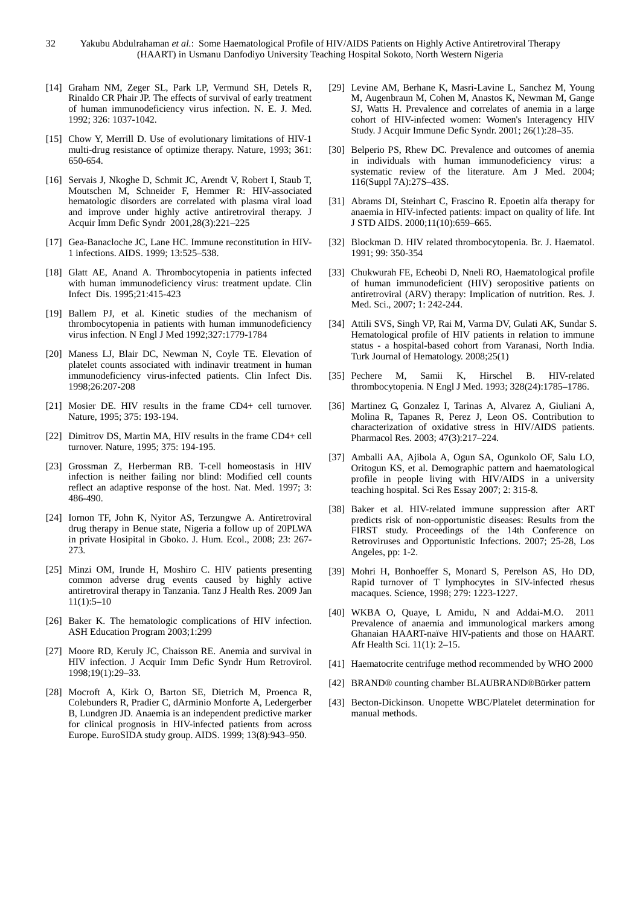[14] Graham NM, Zeger SL, Park LP, Vermund SH, Detels R, Rinaldo CR Phair JP. The effects of survival of early treatment of human immunodeficiency virus infection. N. E. J. Med. 1992; 326: 1037-1042.

[15] Chow Y, Merrill D. Use of evolutionary limitations of HIV-1 multi-drug resistance of optimize therapy. Nature, 1993; 361: 650-654.

[16] Servais J, Nkoghe D, Schmit JC, Arendt V, Robert I, Staub T, Moutschen M, Schneider F, Hemmer R: HIV-associated hematologic disorders are correlated with plasma viral load and improve under highly active antiretroviral therapy. J Acquir Imm Defic Syndr 2001,28(3):221–225

[17] Gea-Banacloche JC, Lane HC. Immune reconstitution in HIV-1 infections. AIDS. 1999; 13:525–538.

[18] Glatt AE, Anand A. Thrombocytopenia in patients infected with human immunodeficiency virus: treatment update. Clin Infect Dis. 1995;21:415-423

[19] Ballem PJ, et al. Kinetic studies of the mechanism of thrombocytopenia in patients with human immunodeficiency virus infection. N Engl J Med 1992;327:1779-1784

[20] Maness LJ, Blair DC, Newman N, Coyle TE. Elevation of platelet counts associated with indinavir treatment in human immunodeficiency virus-infected patients. Clin Infect Dis. 1998;26:207-208

[21] Mosier DE. HIV results in the frame CD4+ cell turnover. Nature, 1995; 375: 193-194.

[22] Dimitrov DS, Martin MA, HIV results in the frame CD4+ cell turnover. Nature, 1995; 375: 194-195.

[23] Grossman Z, Herberman RB. T-cell homeostasis in HIV infection is neither failing nor blind: Modified cell counts reflect an adaptive response of the host. Nat. Med. 1997; 3: 486-490.

[24] Iornon TF, John K, Nyitor AS, Terzungwe A. Antiretroviral drug therapy in Benue state, Nigeria a follow up of 20PLWA in private Hosipital in Gboko. J. Hum. Ecol., 2008; 23: 267-273.

[25] Minzi OM, Irunde H, Moshiro C. HIV patients presenting common adverse drug events caused by highly active antiretroviral therapy in Tanzania. Tanz J Health Res. 2009 Jan 11(1):5–10

[26] Baker K. The hematologic complications of HIV infection. ASH Education Program 2003;1:299

[27] Moore RD, Keruly JC, Chaisson RE. Anemia and survival in HIV infection. J Acquir Imm Defic Syndr Hum Retrovirol. 1998;19(1):29–33.

[28] Mocroft A, Kirk O, Barton SE, Dietrich M, Proenca R, Colebunders R, Pradier C, dArminio Monforte A, Ledergerber B, Lundgren JD. Anaemia is an independent predictive marker for clinical prognosis in HIV-infected patients from across Europe. EuroSIDA study group. AIDS. 1999; 13(8):943–950.

[29] Levine AM, Berhane K, Masri-Lavine L, Sanchez M, Young M, Augenbraun M, Cohen M, Anastos K, Newman M, Gange SJ, Watts H. Prevalence and correlates of anemia in a large cohort of HIV-infected women: Women's Interagency HIV Study. J Acquir Immune Defic Syndr. 2001; 26(1):28–35.

[30] Belperio PS, Rhew DC. Prevalence and outcomes of anemia in individuals with human immunodeficiency virus: a systematic review of the literature. Am J Med. 2004; 116(Suppl 7A):27S–43S.

[31] Abrams DI, Steinhart C, Frascino R. Epoetin alfa therapy for anaemia in HIV-infected patients: impact on quality of life. Int J STD AIDS. 2000;11(10):659–665.

[32] Blockman D. HIV related thrombocytopenia. Br. J. Haematol. 1991; 99: 350-354

[33] Chukwurah FE, Echeobi D, Nneli RO, Haematological profile of human immunodeficient (HIV) seropositive patients on antiretroviral (ARV) therapy: Implication of nutrition. Res. J. Med. Sci., 2007; 1: 242-244.

[34] Attili SVS, Singh VP, Rai M, Varma DV, Gulati AK, Sundar S. Hematological profile of HIV patients in relation to immune status - a hospital-based cohort from Varanasi, North India. Turk Journal of Hematology. 2008;25(1)

[35] Pechere M, Samii K, Hirschel B. HIV-related thrombocytopenia. N Engl J Med. 1993; 328(24):1785–1786.

[36] Martinez G, Gonzalez I, Tarinas A, Alvarez A, Giuliani A, Molina R, Tapanes R, Perez J, Leon OS. Contribution to characterization of oxidative stress in HIV/AIDS patients. Pharmacol Res. 2003; 47(3):217–224.

[37] Amballi AA, Ajibola A, Ogun SA, Ogunkolo OF, Salu LO, Oritogun KS, et al. Demographic pattern and haematological profile in people living with HIV/AIDS in a university teaching hospital. Sci Res Essay 2007; 2: 315-8.

[38] Baker et al. HIV-related immune suppression after ART predicts risk of non-opportunistic diseases: Results from the FIRST study. Proceedings of the 14th Conference on Retroviruses and Opportunistic Infections. 2007; 25-28, Los Angeles, pp: 1-2.

[39] Mohri H, Bonhoeffer S, Monard S, Perelson AS, Ho DD, Rapid turnover of T lymphocytes in SIV-infected rhesus macaques. Science, 1998; 279: 1223-1227.

[40] WKBA O, Quaye, L Amidu, N and Addai-M.O. 2011 Prevalence of anaemia and immunological markers among Ghanaian HAART-naïve HIV-patients and those on HAART. Afr Health Sci. 11(1): 2–15.

[41] Haematocrite centrifuge method recommended by WHO 2000

[42] BRAND® counting chamber BLAUBRAND®Bürker pattern

[43] Becton-Dickinson. Unopette WBC/Platelet determination for manual methods.